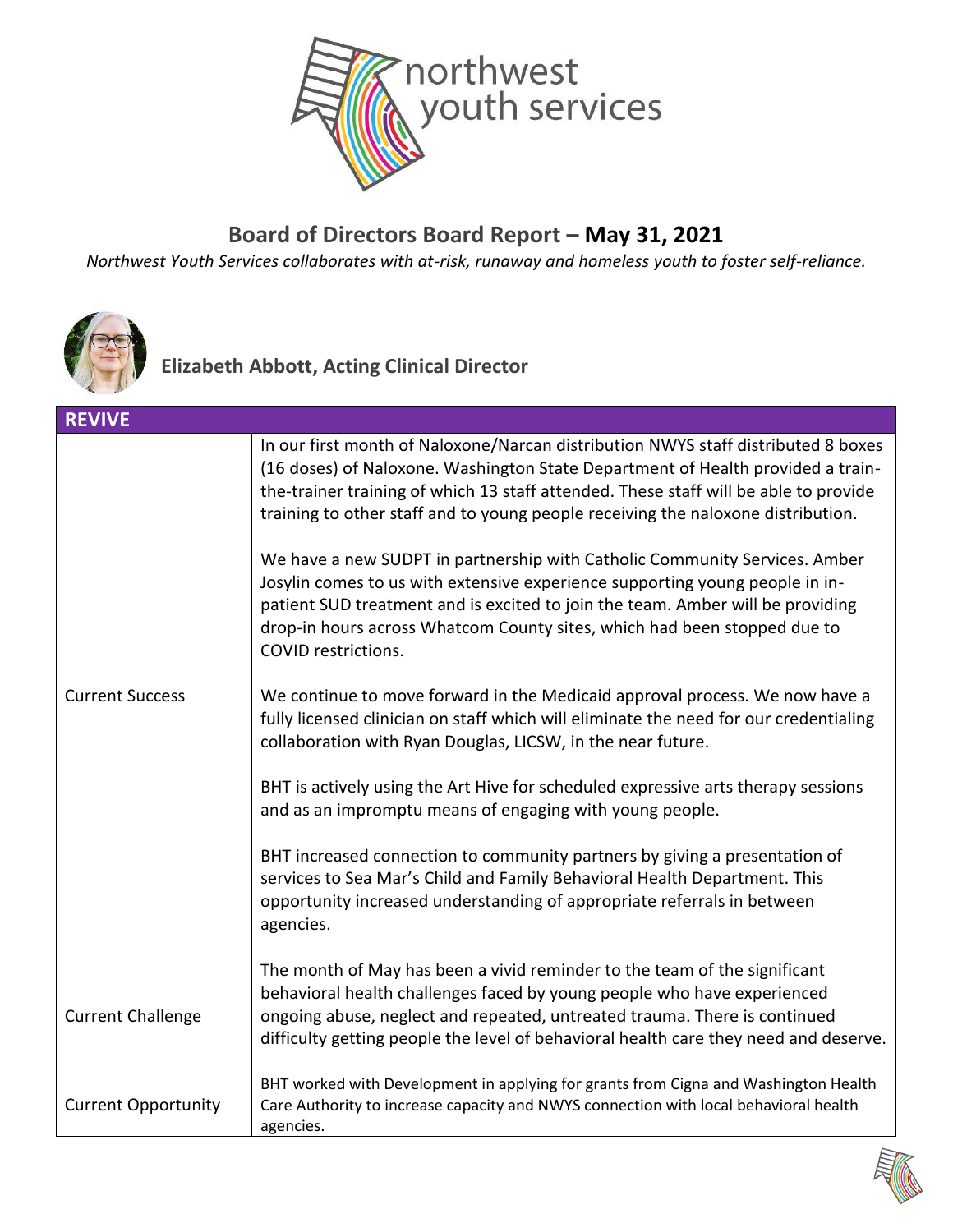# Board of Directors Board Report – **May 31, 2021**

*Northwest Youth Services collaborates with at-risk, runaway and homeless youth to foster self-reliance.*

## Elizabeth Abbott, Acting Clinical Director

| REVIVE | |
|---|---|
| Current Success | In our first month of Naloxone/Narcan distribution NWYS staff distributed 8 boxes (16 doses) of Naloxone. Washington State Department of Health provided a train-the-trainer training of which 13 staff attended. These staff will be able to provide training to other staff and to young people receiving the naloxone distribution.<br><br>We have a new SUDPT in partnership with Catholic Community Services. Amber Josylin comes to us with extensive experience supporting young people in in-patient SUD treatment and is excited to join the team. Amber will be providing drop-in hours across Whatcom County sites, which had been stopped due to COVID restrictions.<br><br>We continue to move forward in the Medicaid approval process. We now have a fully licensed clinician on staff which will eliminate the need for our credentialing collaboration with Ryan Douglas, LICSW, in the near future.<br><br>BHT is actively using the Art Hive for scheduled expressive arts therapy sessions and as an impromptu means of engaging with young people.<br><br>BHT increased connection to community partners by giving a presentation of services to Sea Mar's Child and Family Behavioral Health Department. This opportunity increased understanding of appropriate referrals in between agencies. |
| Current Challenge | The month of May has been a vivid reminder to the team of the significant behavioral health challenges faced by young people who have experienced ongoing abuse, neglect and repeated, untreated trauma. There is continued difficulty getting people the level of behavioral health care they need and deserve. |
| Current Opportunity | BHT worked with Development in applying for grants from Cigna and Washington Health Care Authority to increase capacity and NWYS connection with local behavioral health agencies. |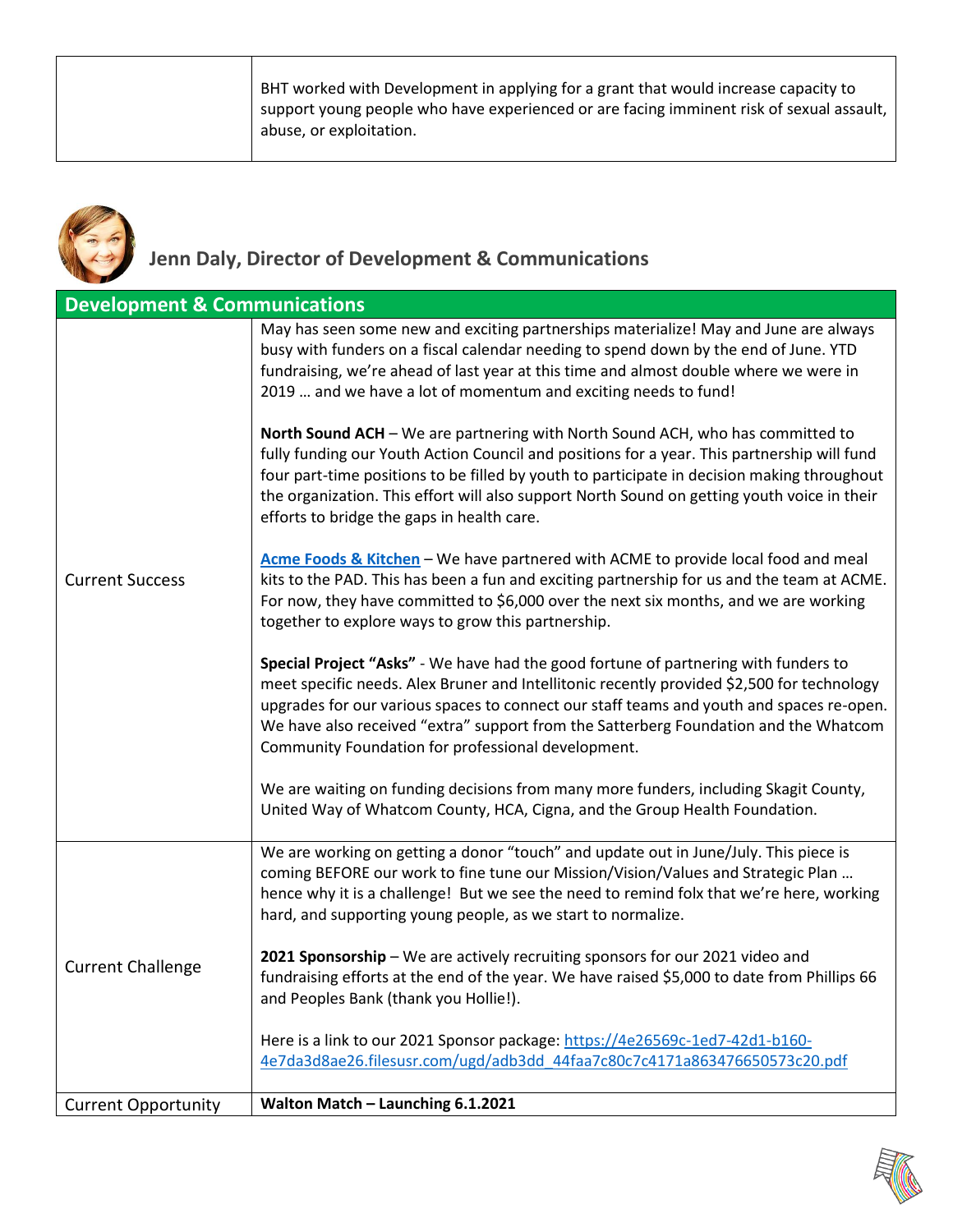| | |
|---|---|
| | BHT worked with Development in applying for a grant that would increase capacity to support young people who have experienced or are facing imminent risk of sexual assault, abuse, or exploitation. |

## Jenn Daly, Director of Development & Communications

| Development & Communications | |
|---|---|
| Current Success | May has seen some new and exciting partnerships materialize! May and June are always busy with funders on a fiscal calendar needing to spend down by the end of June. YTD fundraising, we're ahead of last year at this time and almost double where we were in 2019 … and we have a lot of momentum and exciting needs to fund!<br><br>**North Sound ACH** – We are partnering with North Sound ACH, who has committed to fully funding our Youth Action Council and positions for a year. This partnership will fund four part-time positions to be filled by youth to participate in decision making throughout the organization. This effort will also support North Sound on getting youth voice in their efforts to bridge the gaps in health care.<br><br>**Acme Foods & Kitchen** – We have partnered with ACME to provide local food and meal kits to the PAD. This has been a fun and exciting partnership for us and the team at ACME. For now, they have committed to $6,000 over the next six months, and we are working together to explore ways to grow this partnership.<br><br>**Special Project "Asks"** - We have had the good fortune of partnering with funders to meet specific needs. Alex Bruner and Intellitonic recently provided $2,500 for technology upgrades for our various spaces to connect our staff teams and youth and spaces re-open. We have also received "extra" support from the Satterberg Foundation and the Whatcom Community Foundation for professional development.<br><br>We are waiting on funding decisions from many more funders, including Skagit County, United Way of Whatcom County, HCA, Cigna, and the Group Health Foundation. |
| Current Challenge | We are working on getting a donor "touch" and update out in June/July. This piece is coming BEFORE our work to fine tune our Mission/Vision/Values and Strategic Plan … hence why it is a challenge! But we see the need to remind folx that we're here, working hard, and supporting young people, as we start to normalize.<br><br>**2021 Sponsorship** – We are actively recruiting sponsors for our 2021 video and fundraising efforts at the end of the year. We have raised $5,000 to date from Phillips 66 and Peoples Bank (thank you Hollie!).<br><br>Here is a link to our 2021 Sponsor package: https://4e26569c-1ed7-42d1-b160-4e7da3d8ae26.filesusr.com/ugd/adb3dd_44faa7c80c7c4171a863476650573c20.pdf |
| Current Opportunity | **Walton Match – Launching 6.1.2021** |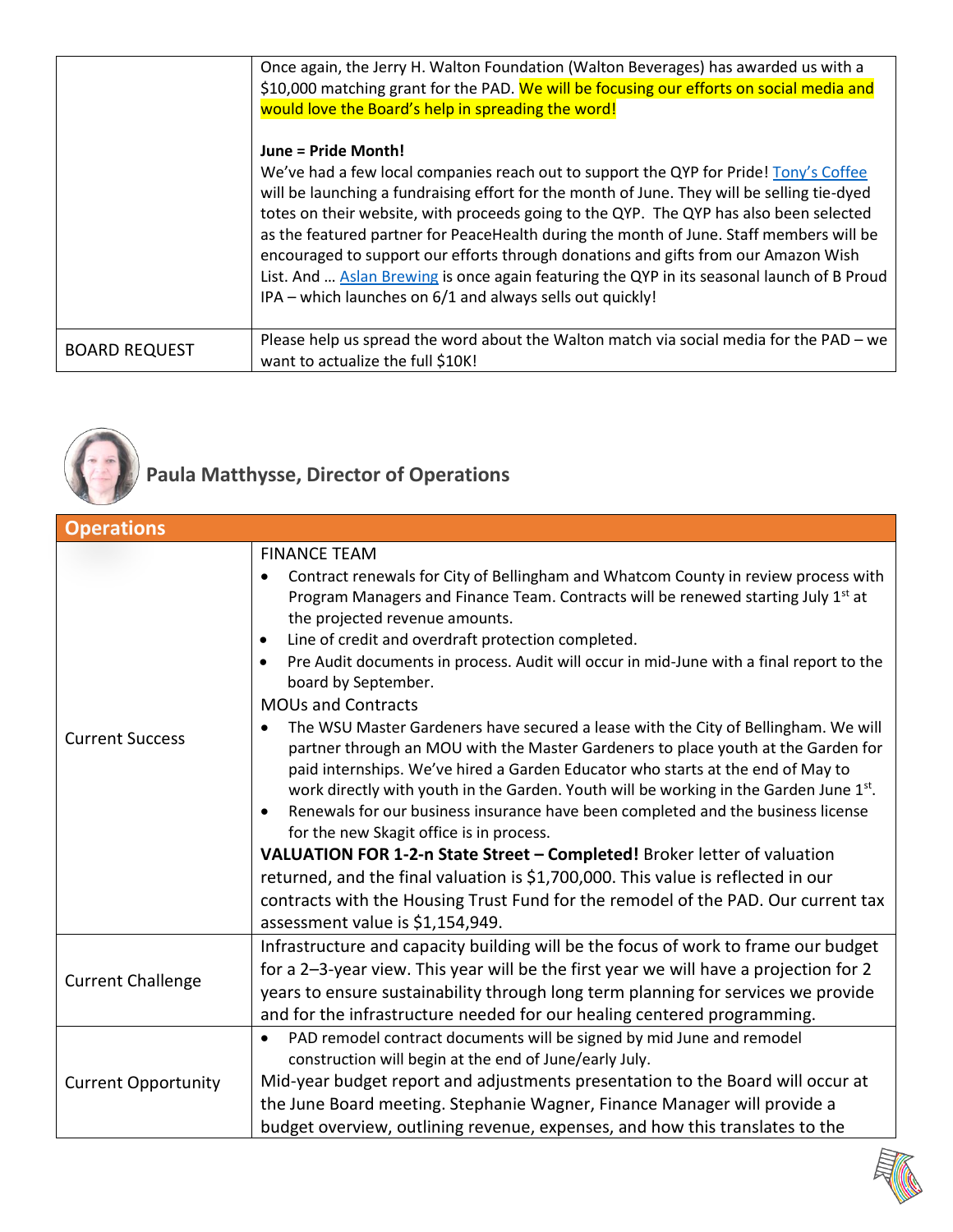| | |
|---|---|
| | Once again, the Jerry H. Walton Foundation (Walton Beverages) has awarded us with a \$10,000 matching grant for the PAD. We will be focusing our efforts on social media and would love the Board's help in spreading the word!<br><br>**June = Pride Month!**<br>We've had a few local companies reach out to support the QYP for Pride! Tony's Coffee will be launching a fundraising effort for the month of June. They will be selling tie-dyed totes on their website, with proceeds going to the QYP. The QYP has also been selected as the featured partner for PeaceHealth during the month of June. Staff members will be encouraged to support our efforts through donations and gifts from our Amazon Wish List. And … Aslan Brewing is once again featuring the QYP in its seasonal launch of B Proud IPA – which launches on 6/1 and always sells out quickly! |
| BOARD REQUEST | Please help us spread the word about the Walton match via social media for the PAD – we want to actualize the full \$10K! |

## Paula Matthysse, Director of Operations

| Operations | |
|---|---|
| Current Success | FINANCE TEAM<br>• Contract renewals for City of Bellingham and Whatcom County in review process with Program Managers and Finance Team. Contracts will be renewed starting July 1st at the projected revenue amounts.<br>• Line of credit and overdraft protection completed.<br>• Pre Audit documents in process. Audit will occur in mid-June with a final report to the board by September.<br>MOUs and Contracts<br>• The WSU Master Gardeners have secured a lease with the City of Bellingham. We will partner through an MOU with the Master Gardeners to place youth at the Garden for paid internships. We've hired a Garden Educator who starts at the end of May to work directly with youth in the Garden. Youth will be working in the Garden June 1st.<br>• Renewals for our business insurance have been completed and the business license for the new Skagit office is in process.<br>**VALUATION FOR 1-2-n State Street – Completed!** Broker letter of valuation returned, and the final valuation is \$1,700,000. This value is reflected in our contracts with the Housing Trust Fund for the remodel of the PAD. Our current tax assessment value is \$1,154,949. |
| Current Challenge | Infrastructure and capacity building will be the focus of work to frame our budget for a 2–3-year view. This year will be the first year we will have a projection for 2 years to ensure sustainability through long term planning for services we provide and for the infrastructure needed for our healing centered programming. |
| Current Opportunity | • PAD remodel contract documents will be signed by mid June and remodel construction will begin at the end of June/early July.<br>Mid-year budget report and adjustments presentation to the Board will occur at the June Board meeting. Stephanie Wagner, Finance Manager will provide a budget overview, outlining revenue, expenses, and how this translates to the |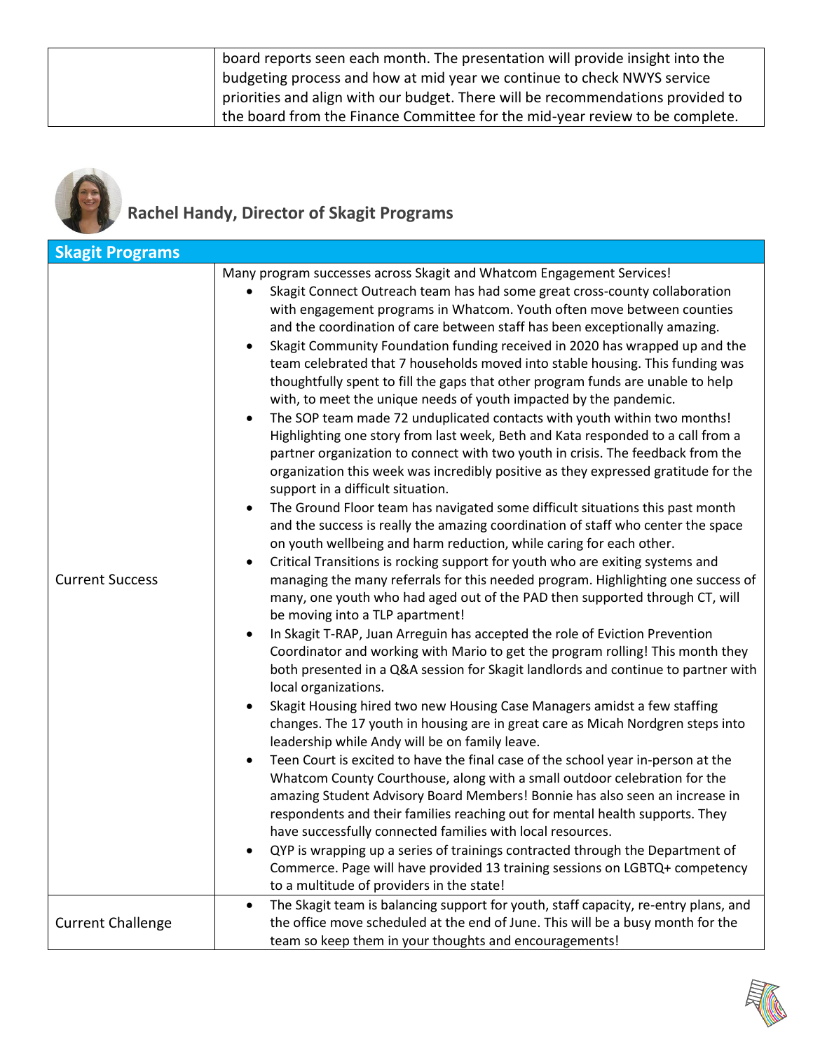| | board reports seen each month. The presentation will provide insight into the budgeting process and how at mid year we continue to check NWYS service priorities and align with our budget. There will be recommendations provided to the board from the Finance Committee for the mid-year review to be complete. |
|---|---|

## Rachel Handy, Director of Skagit Programs

| Skagit Programs | |
|---|---|
| Current Success | Many program successes across Skagit and Whatcom Engagement Services!<br>• Skagit Connect Outreach team has had some great cross-county collaboration with engagement programs in Whatcom. Youth often move between counties and the coordination of care between staff has been exceptionally amazing.<br>• Skagit Community Foundation funding received in 2020 has wrapped up and the team celebrated that 7 households moved into stable housing. This funding was thoughtfully spent to fill the gaps that other program funds are unable to help with, to meet the unique needs of youth impacted by the pandemic.<br>• The SOP team made 72 unduplicated contacts with youth within two months! Highlighting one story from last week, Beth and Kata responded to a call from a partner organization to connect with two youth in crisis. The feedback from the organization this week was incredibly positive as they expressed gratitude for the support in a difficult situation.<br>• The Ground Floor team has navigated some difficult situations this past month and the success is really the amazing coordination of staff who center the space on youth wellbeing and harm reduction, while caring for each other.<br>• Critical Transitions is rocking support for youth who are exiting systems and managing the many referrals for this needed program. Highlighting one success of many, one youth who had aged out of the PAD then supported through CT, will be moving into a TLP apartment!<br>• In Skagit T-RAP, Juan Arreguin has accepted the role of Eviction Prevention Coordinator and working with Mario to get the program rolling! This month they both presented in a Q&A session for Skagit landlords and continue to partner with local organizations.<br>• Skagit Housing hired two new Housing Case Managers amidst a few staffing changes. The 17 youth in housing are in great care as Micah Nordgren steps into leadership while Andy will be on family leave.<br>• Teen Court is excited to have the final case of the school year in-person at the Whatcom County Courthouse, along with a small outdoor celebration for the amazing Student Advisory Board Members! Bonnie has also seen an increase in respondents and their families reaching out for mental health supports. They have successfully connected families with local resources.<br>• QYP is wrapping up a series of trainings contracted through the Department of Commerce. Page will have provided 13 training sessions on LGBTQ+ competency to a multitude of providers in the state! |
| Current Challenge | • The Skagit team is balancing support for youth, staff capacity, re-entry plans, and the office move scheduled at the end of June. This will be a busy month for the team so keep them in your thoughts and encouragements! |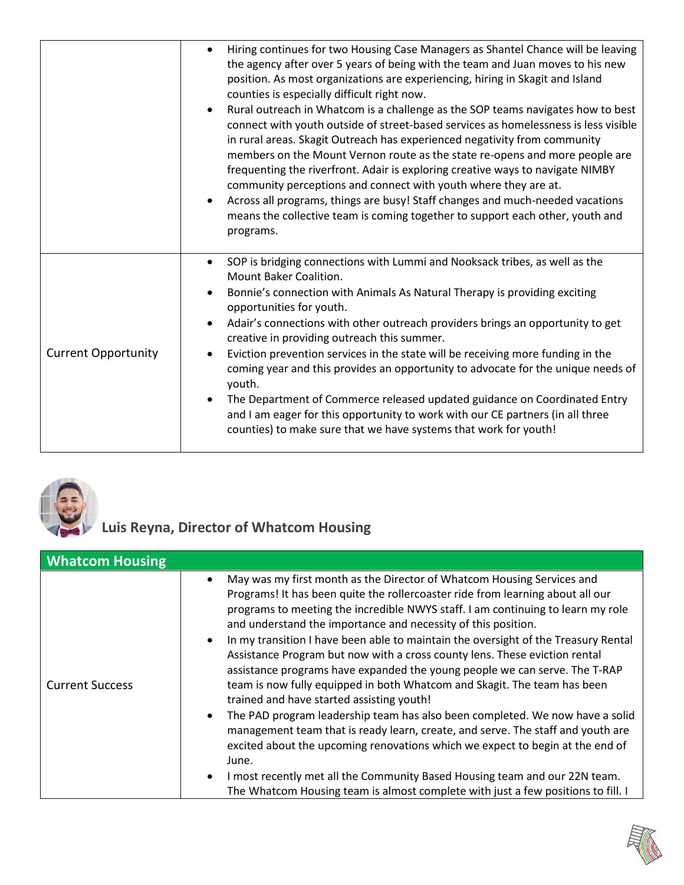| | |
|---|---|
| | • Hiring continues for two Housing Case Managers as Shantel Chance will be leaving the agency after over 5 years of being with the team and Juan moves to his new position. As most organizations are experiencing, hiring in Skagit and Island counties is especially difficult right now.<br>• Rural outreach in Whatcom is a challenge as the SOP teams navigates how to best connect with youth outside of street-based services as homelessness is less visible in rural areas. Skagit Outreach has experienced negativity from community members on the Mount Vernon route as the state re-opens and more people are frequenting the riverfront. Adair is exploring creative ways to navigate NIMBY community perceptions and connect with youth where they are at.<br>• Across all programs, things are busy! Staff changes and much-needed vacations means the collective team is coming together to support each other, youth and programs. |
| Current Opportunity | • SOP is bridging connections with Lummi and Nooksack tribes, as well as the Mount Baker Coalition.<br>• Bonnie's connection with Animals As Natural Therapy is providing exciting opportunities for youth.<br>• Adair's connections with other outreach providers brings an opportunity to get creative in providing outreach this summer.<br>• Eviction prevention services in the state will be receiving more funding in the coming year and this provides an opportunity to advocate for the unique needs of youth.<br>• The Department of Commerce released updated guidance on Coordinated Entry and I am eager for this opportunity to work with our CE partners (in all three counties) to make sure that we have systems that work for youth! |

## Luis Reyna, Director of Whatcom Housing

| Whatcom Housing | |
|---|---|
| Current Success | • May was my first month as the Director of Whatcom Housing Services and Programs! It has been quite the rollercoaster ride from learning about all our programs to meeting the incredible NWYS staff. I am continuing to learn my role and understand the importance and necessity of this position.<br>• In my transition I have been able to maintain the oversight of the Treasury Rental Assistance Program but now with a cross county lens. These eviction rental assistance programs have expanded the young people we can serve. The T-RAP team is now fully equipped in both Whatcom and Skagit. The team has been trained and have started assisting youth!<br>• The PAD program leadership team has also been completed. We now have a solid management team that is ready learn, create, and serve. The staff and youth are excited about the upcoming renovations which we expect to begin at the end of June.<br>• I most recently met all the Community Based Housing team and our 22N team. The Whatcom Housing team is almost complete with just a few positions to fill. I |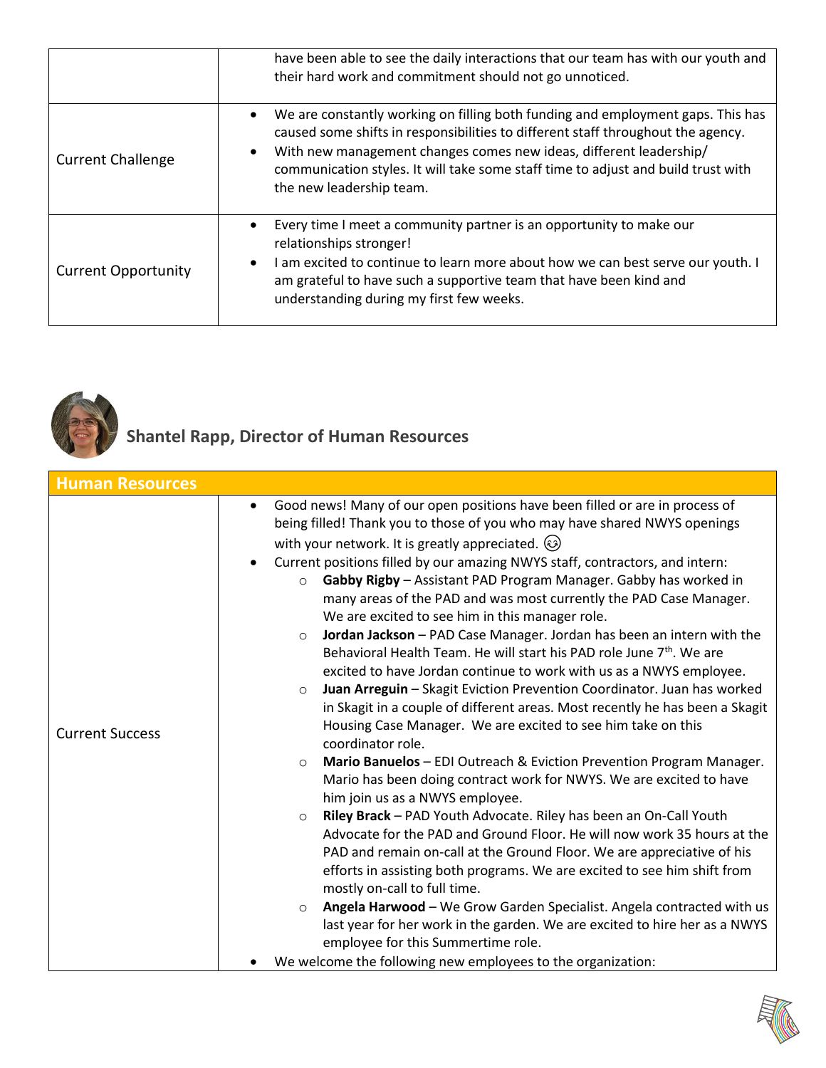|  |  |
|---|---|
|  | have been able to see the daily interactions that our team has with our youth and their hard work and commitment should not go unnoticed. |
| Current Challenge | • We are constantly working on filling both funding and employment gaps. This has caused some shifts in responsibilities to different staff throughout the agency.<br>• With new management changes comes new ideas, different leadership/ communication styles. It will take some staff time to adjust and build trust with the new leadership team. |
| Current Opportunity | • Every time I meet a community partner is an opportunity to make our relationships stronger!<br>• I am excited to continue to learn more about how we can best serve our youth. I am grateful to have such a supportive team that have been kind and understanding during my first few weeks. |

## Shantel Rapp, Director of Human Resources

| Human Resources |  |
|---|---|
| Current Success | • Good news! Many of our open positions have been filled or are in process of being filled! Thank you to those of you who may have shared NWYS openings with your network. It is greatly appreciated. 😉<br>• Current positions filled by our amazing NWYS staff, contractors, and intern:<br>  ○ **Gabby Rigby** – Assistant PAD Program Manager. Gabby has worked in many areas of the PAD and was most currently the PAD Case Manager. We are excited to see him in this manager role.<br>  ○ **Jordan Jackson** – PAD Case Manager. Jordan has been an intern with the Behavioral Health Team. He will start his PAD role June 7th. We are excited to have Jordan continue to work with us as a NWYS employee.<br>  ○ **Juan Arreguin** – Skagit Eviction Prevention Coordinator. Juan has worked in Skagit in a couple of different areas. Most recently he has been a Skagit Housing Case Manager. We are excited to see him take on this coordinator role.<br>  ○ **Mario Banuelos** – EDI Outreach & Eviction Prevention Program Manager. Mario has been doing contract work for NWYS. We are excited to have him join us as a NWYS employee.<br>  ○ **Riley Brack** – PAD Youth Advocate. Riley has been an On-Call Youth Advocate for the PAD and Ground Floor. He will now work 35 hours at the PAD and remain on-call at the Ground Floor. We are appreciative of his efforts in assisting both programs. We are excited to see him shift from mostly on-call to full time.<br>  ○ **Angela Harwood** – We Grow Garden Specialist. Angela contracted with us last year for her work in the garden. We are excited to hire her as a NWYS employee for this Summertime role.<br>• We welcome the following new employees to the organization: |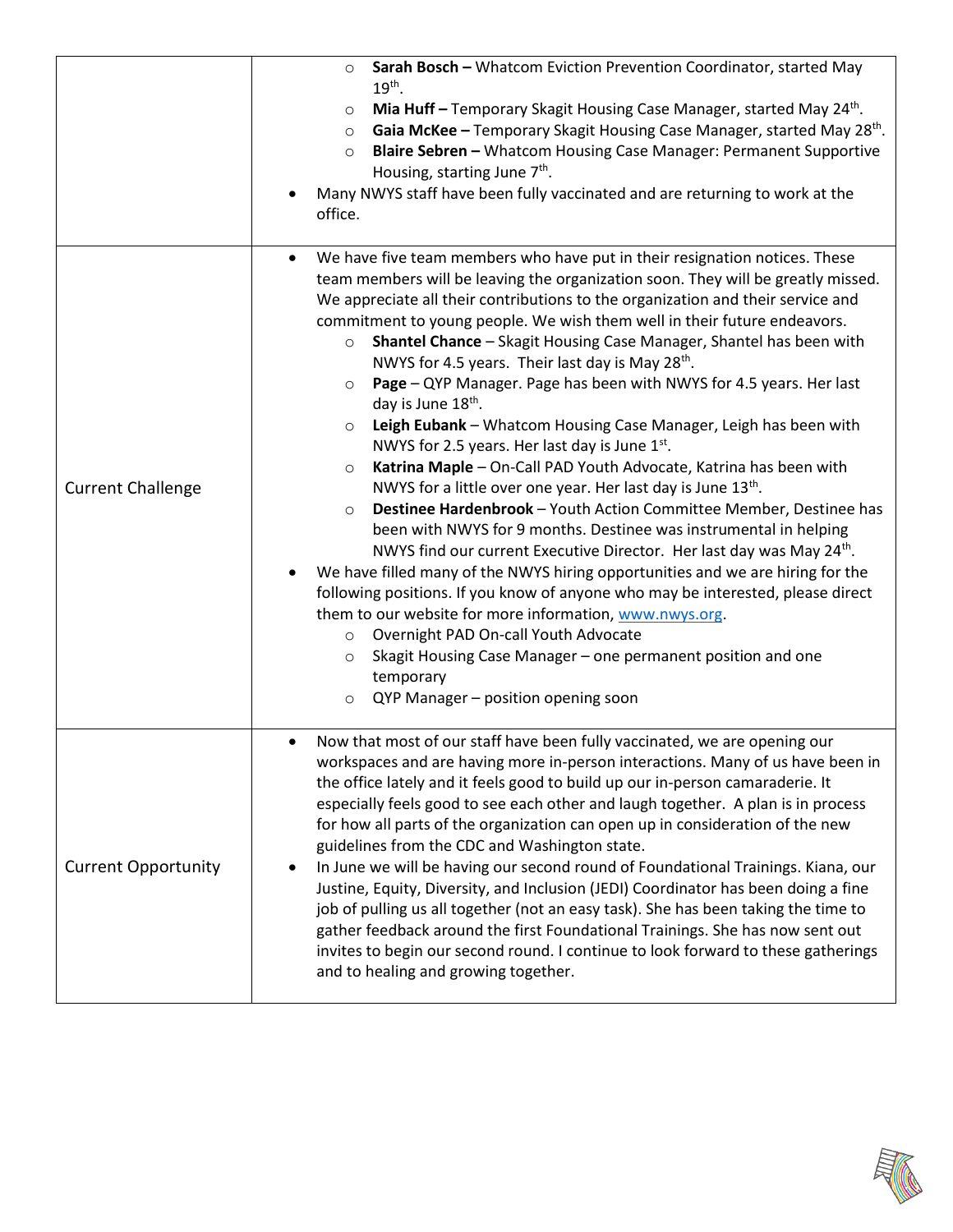| | |
|---|---|
| | ◦ **Sarah Bosch –** Whatcom Eviction Prevention Coordinator, started May 19th.<br>◦ **Mia Huff –** Temporary Skagit Housing Case Manager, started May 24th.<br>◦ **Gaia McKee –** Temporary Skagit Housing Case Manager, started May 28th.<br>◦ **Blaire Sebren –** Whatcom Housing Case Manager: Permanent Supportive Housing, starting June 7th.<br>• Many NWYS staff have been fully vaccinated and are returning to work at the office. |
| Current Challenge | • We have five team members who have put in their resignation notices. These team members will be leaving the organization soon. They will be greatly missed. We appreciate all their contributions to the organization and their service and commitment to young people. We wish them well in their future endeavors.<br>◦ **Shantel Chance** – Skagit Housing Case Manager, Shantel has been with NWYS for 4.5 years. Their last day is May 28th.<br>◦ **Page** – QYP Manager. Page has been with NWYS for 4.5 years. Her last day is June 18th.<br>◦ **Leigh Eubank** – Whatcom Housing Case Manager, Leigh has been with NWYS for 2.5 years. Her last day is June 1st.<br>◦ **Katrina Maple** – On-Call PAD Youth Advocate, Katrina has been with NWYS for a little over one year. Her last day is June 13th.<br>◦ **Destinee Hardenbrook** – Youth Action Committee Member, Destinee has been with NWYS for 9 months. Destinee was instrumental in helping NWYS find our current Executive Director. Her last day was May 24th.<br>• We have filled many of the NWYS hiring opportunities and we are hiring for the following positions. If you know of anyone who may be interested, please direct them to our website for more information, www.nwys.org.<br>◦ Overnight PAD On-call Youth Advocate<br>◦ Skagit Housing Case Manager – one permanent position and one temporary<br>◦ QYP Manager – position opening soon |
| Current Opportunity | • Now that most of our staff have been fully vaccinated, we are opening our workspaces and are having more in-person interactions. Many of us have been in the office lately and it feels good to build up our in-person camaraderie. It especially feels good to see each other and laugh together. A plan is in process for how all parts of the organization can open up in consideration of the new guidelines from the CDC and Washington state.<br>• In June we will be having our second round of Foundational Trainings. Kiana, our Justine, Equity, Diversity, and Inclusion (JEDI) Coordinator has been doing a fine job of pulling us all together (not an easy task). She has been taking the time to gather feedback around the first Foundational Trainings. She has now sent out invites to begin our second round. I continue to look forward to these gatherings and to healing and growing together. |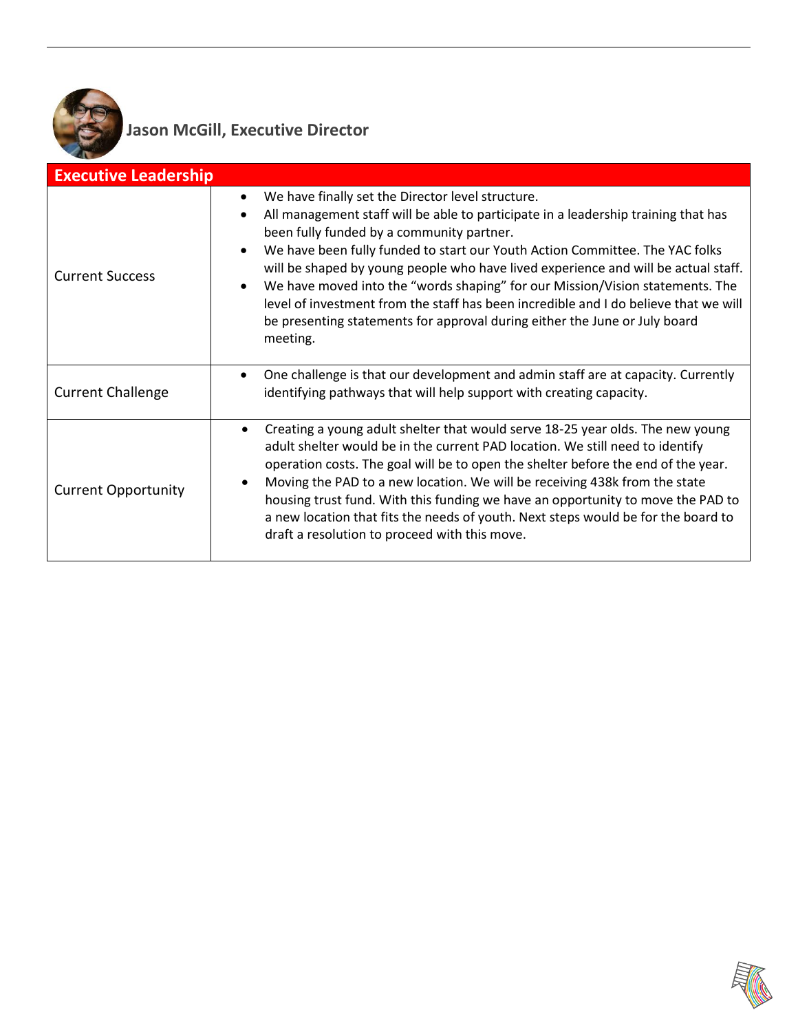## Jason McGill, Executive Director

| Executive Leadership | |
|---|---|
| Current Success | • We have finally set the Director level structure.<br>• All management staff will be able to participate in a leadership training that has been fully funded by a community partner.<br>• We have been fully funded to start our Youth Action Committee. The YAC folks will be shaped by young people who have lived experience and will be actual staff.<br>• We have moved into the "words shaping" for our Mission/Vision statements. The level of investment from the staff has been incredible and I do believe that we will be presenting statements for approval during either the June or July board meeting. |
| Current Challenge | • One challenge is that our development and admin staff are at capacity. Currently identifying pathways that will help support with creating capacity. |
| Current Opportunity | • Creating a young adult shelter that would serve 18-25 year olds. The new young adult shelter would be in the current PAD location. We still need to identify operation costs. The goal will be to open the shelter before the end of the year.<br>• Moving the PAD to a new location. We will be receiving 438k from the state housing trust fund. With this funding we have an opportunity to move the PAD to a new location that fits the needs of youth. Next steps would be for the board to draft a resolution to proceed with this move. |